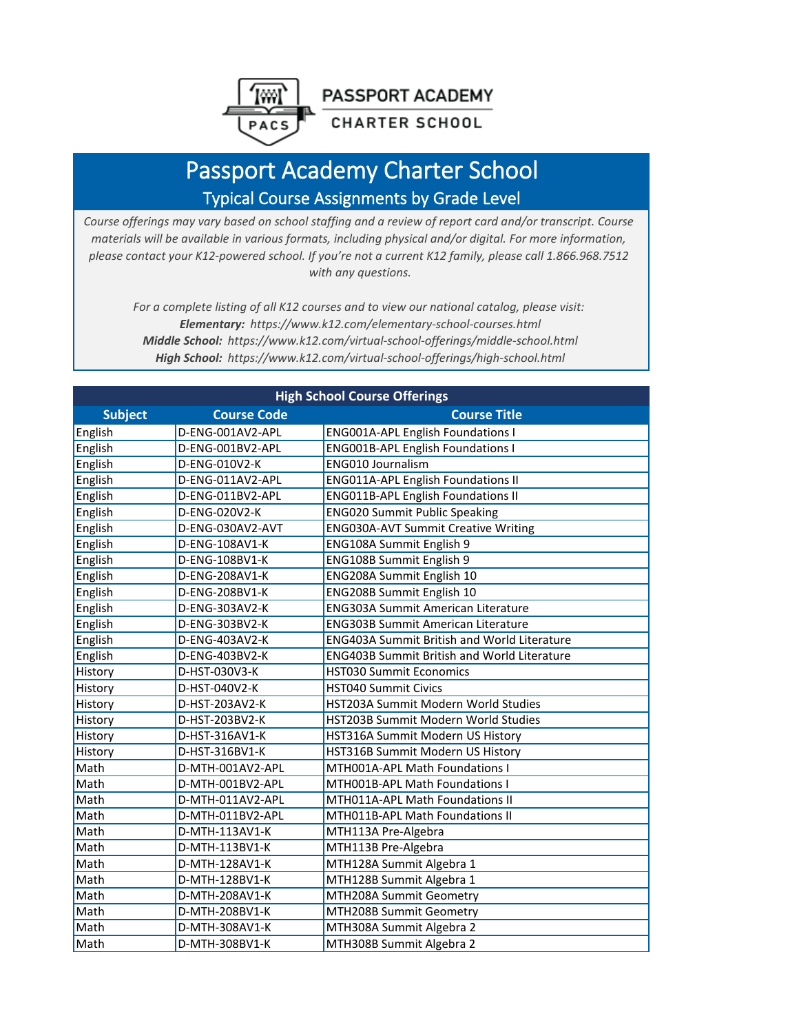PASSPORT ACADEMY

CHARTER SCHOOL

# Passport Academy Charter School

## Typical Course Assignments by Grade Level

*Course offerings may vary based on school staffing and a review of report card and/or transcript. Course materials will be available in various formats, including physical and/or digital. For more information, please contact your K12-powered school. If you're not a current K12 family, please call 1.866.968.7512 with any questions.*

*For a complete listing of all K12 courses and to view our national catalog, please visit:*
***Elementary:*** *https://www.k12.com/elementary-school-courses.html*
***Middle School:*** *https://www.k12.com/virtual-school-offerings/middle-school.html*
***High School:*** *https://www.k12.com/virtual-school-offerings/high-school.html*

### High School Course Offerings

| Subject | Course Code | Course Title |
|---|---|---|
| English | D-ENG-001AV2-APL | ENG001A-APL English Foundations I |
| English | D-ENG-001BV2-APL | ENG001B-APL English Foundations I |
| English | D-ENG-010V2-K | ENG010 Journalism |
| English | D-ENG-011AV2-APL | ENG011A-APL English Foundations II |
| English | D-ENG-011BV2-APL | ENG011B-APL English Foundations II |
| English | D-ENG-020V2-K | ENG020 Summit Public Speaking |
| English | D-ENG-030AV2-AVT | ENG030A-AVT Summit Creative Writing |
| English | D-ENG-108AV1-K | ENG108A Summit English 9 |
| English | D-ENG-108BV1-K | ENG108B Summit English 9 |
| English | D-ENG-208AV1-K | ENG208A Summit English 10 |
| English | D-ENG-208BV1-K | ENG208B Summit English 10 |
| English | D-ENG-303AV2-K | ENG303A Summit American Literature |
| English | D-ENG-303BV2-K | ENG303B Summit American Literature |
| English | D-ENG-403AV2-K | ENG403A Summit British and World Literature |
| English | D-ENG-403BV2-K | ENG403B Summit British and World Literature |
| History | D-HST-030V3-K | HST030 Summit Economics |
| History | D-HST-040V2-K | HST040 Summit Civics |
| History | D-HST-203AV2-K | HST203A Summit Modern World Studies |
| History | D-HST-203BV2-K | HST203B Summit Modern World Studies |
| History | D-HST-316AV1-K | HST316A Summit Modern US History |
| History | D-HST-316BV1-K | HST316B Summit Modern US History |
| Math | D-MTH-001AV2-APL | MTH001A-APL Math Foundations I |
| Math | D-MTH-001BV2-APL | MTH001B-APL Math Foundations I |
| Math | D-MTH-011AV2-APL | MTH011A-APL Math Foundations II |
| Math | D-MTH-011BV2-APL | MTH011B-APL Math Foundations II |
| Math | D-MTH-113AV1-K | MTH113A Pre-Algebra |
| Math | D-MTH-113BV1-K | MTH113B Pre-Algebra |
| Math | D-MTH-128AV1-K | MTH128A Summit Algebra 1 |
| Math | D-MTH-128BV1-K | MTH128B Summit Algebra 1 |
| Math | D-MTH-208AV1-K | MTH208A Summit Geometry |
| Math | D-MTH-208BV1-K | MTH208B Summit Geometry |
| Math | D-MTH-308AV1-K | MTH308A Summit Algebra 2 |
| Math | D-MTH-308BV1-K | MTH308B Summit Algebra 2 |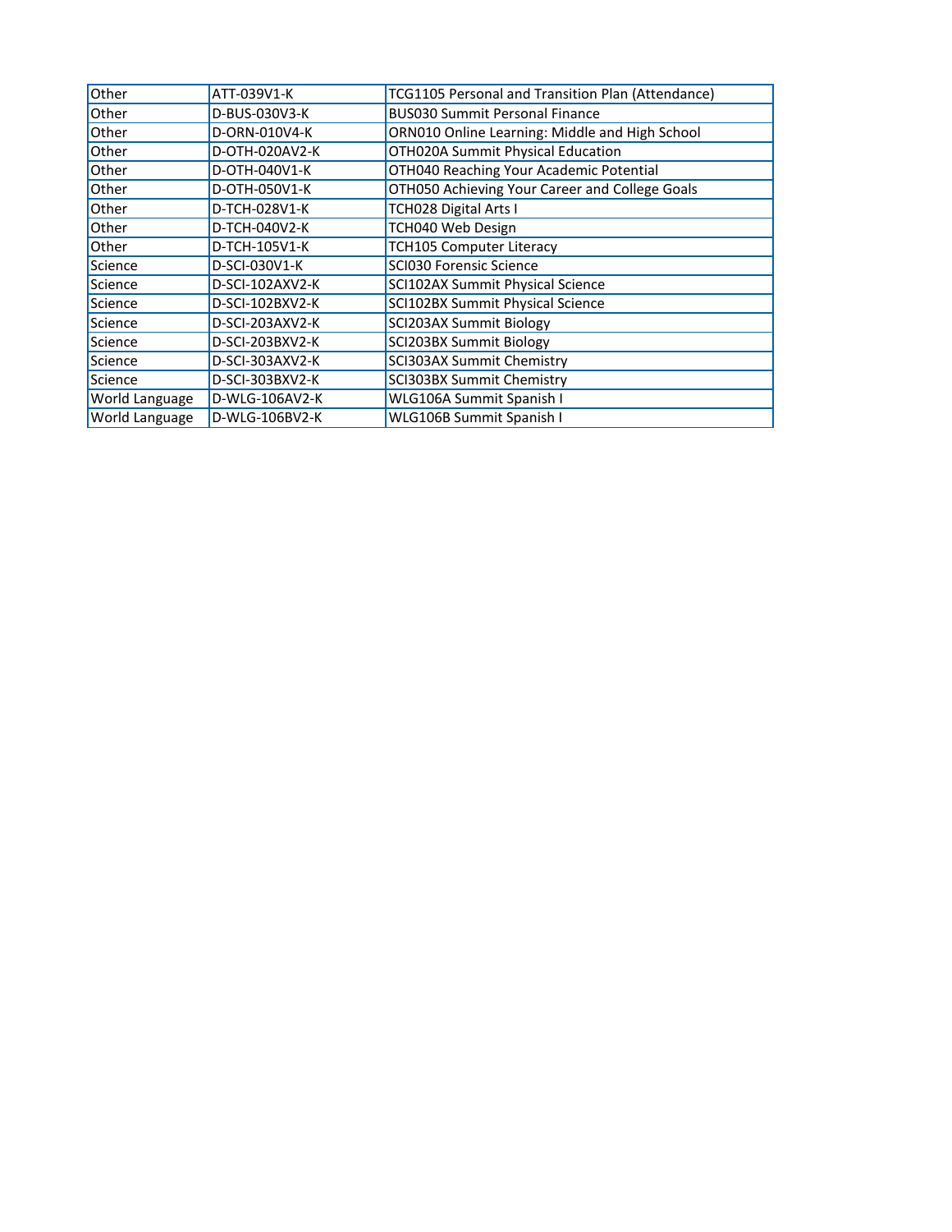| | | |
|---|---|---|
| Other | ATT-039V1-K | TCG1105 Personal and Transition Plan (Attendance) |
| Other | D-BUS-030V3-K | BUS030 Summit Personal Finance |
| Other | D-ORN-010V4-K | ORN010 Online Learning: Middle and High School |
| Other | D-OTH-020AV2-K | OTH020A Summit Physical Education |
| Other | D-OTH-040V1-K | OTH040 Reaching Your Academic Potential |
| Other | D-OTH-050V1-K | OTH050 Achieving Your Career and College Goals |
| Other | D-TCH-028V1-K | TCH028 Digital Arts I |
| Other | D-TCH-040V2-K | TCH040 Web Design |
| Other | D-TCH-105V1-K | TCH105 Computer Literacy |
| Science | D-SCI-030V1-K | SCI030 Forensic Science |
| Science | D-SCI-102AXV2-K | SCI102AX Summit Physical Science |
| Science | D-SCI-102BXV2-K | SCI102BX Summit Physical Science |
| Science | D-SCI-203AXV2-K | SCI203AX Summit Biology |
| Science | D-SCI-203BXV2-K | SCI203BX Summit Biology |
| Science | D-SCI-303AXV2-K | SCI303AX Summit Chemistry |
| Science | D-SCI-303BXV2-K | SCI303BX Summit Chemistry |
| World Language | D-WLG-106AV2-K | WLG106A Summit Spanish I |
| World Language | D-WLG-106BV2-K | WLG106B Summit Spanish I |